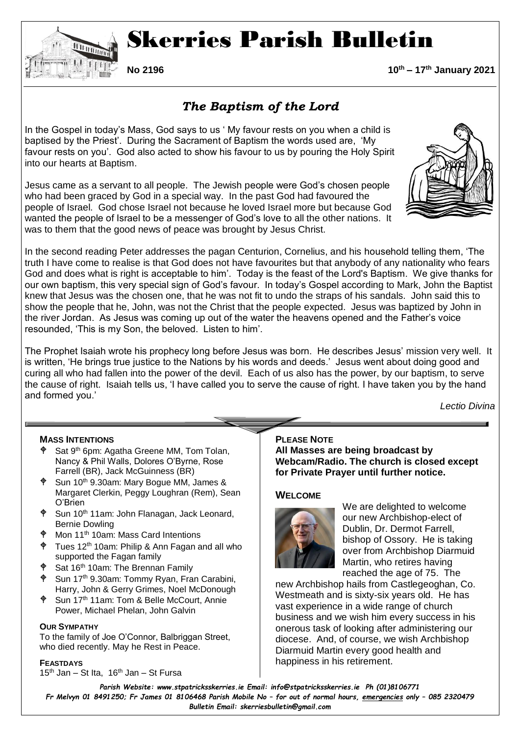# Skerries Parish Bulletin

**No 2196** **10th – 17th January 2021**

## *The Baptism of the Lord*

In the Gospel in today's Mass, God says to us ' My favour rests on you when a child is baptised by the Priest'. During the Sacrament of Baptism the words used are, 'My favour rests on you'. God also acted to show his favour to us by pouring the Holy Spirit into our hearts at Baptism.

Jesus came as a servant to all people. The Jewish people were God's chosen people who had been graced by God in a special way. In the past God had favoured the people of Israel. God chose Israel not because he loved Israel more but because God wanted the people of Israel to be a messenger of God's love to all the other nations. It was to them that the good news of peace was brought by Jesus Christ.

In the second reading Peter addresses the pagan Centurion, Cornelius, and his household telling them, 'The truth I have come to realise is that God does not have favourites but that anybody of any nationality who fears God and does what is right is acceptable to him'. Today is the feast of the Lord's Baptism. We give thanks for our own baptism, this very special sign of God's favour. In today's Gospel according to Mark, John the Baptist knew that Jesus was the chosen one, that he was not fit to undo the straps of his sandals. John said this to show the people that he, John, was not the Christ that the people expected. Jesus was baptized by John in the river Jordan. As Jesus was coming up out of the water the heavens opened and the Father's voice resounded, 'This is my Son, the beloved. Listen to him'.

The Prophet Isaiah wrote his prophecy long before Jesus was born. He describes Jesus' mission very well. It is written, 'He brings true justice to the Nations by his words and deeds.' Jesus went about doing good and curing all who had fallen into the power of the devil. Each of us also has the power, by our baptism, to serve the cause of right. Isaiah tells us, 'I have called you to serve the cause of right. I have taken you by the hand and formed you.'

*Lectio Divina*

### MASS INTENTIONS

- Sat 9th 6pm: Agatha Greene MM, Tom Tolan, Nancy & Phil Walls, Dolores O'Byrne, Rose Farrell (BR), Jack McGuinness (BR)
- Sun 10th 9.30am: Mary Bogue MM, James & Margaret Clerkin, Peggy Loughran (Rem), Sean O'Brien
- Sun 10th 11am: John Flanagan, Jack Leonard, Bernie Dowling
- Mon 11th 10am: Mass Card Intentions
- Tues 12th 10am: Philip & Ann Fagan and all who supported the Fagan family
- Sat 16th 10am: The Brennan Family
- Sun 17th 9.30am: Tommy Ryan, Fran Carabini, Harry, John & Gerry Grimes, Noel McDonough
- Sun 17th 11am: Tom & Belle McCourt, Annie Power, Michael Phelan, John Galvin

### OUR SYMPATHY

To the family of Joe O'Connor, Balbriggan Street, who died recently. May he Rest in Peace.

### FEASTDAYS

15th Jan – St Ita, 16th Jan – St Fursa

### PLEASE NOTE

**All Masses are being broadcast by Webcam/Radio. The church is closed except for Private Prayer until further notice.**

### WELCOME

We are delighted to welcome our new Archbishop-elect of Dublin, Dr. Dermot Farrell, bishop of Ossory. He is taking over from Archbishop Diarmuid Martin, who retires having reached the age of 75. The new Archbishop hails from Castlegeoghan, Co. Westmeath and is sixty-six years old. He has vast experience in a wide range of church business and we wish him every success in his onerous task of looking after administering our diocese. And, of course, we wish Archbishop Diarmuid Martin every good health and happiness in his retirement.

*Parish Website: www.stpatricksskerries.ie Email: info@stpatricksskerries.ie Ph (01)8106771*
*Fr Melvyn 01 8491250; Fr James 01 8106468 Parish Mobile No – for out of normal hours, emergencies only – 085 2320479*
*Bulletin Email: skerriesbulletin@gmail.com*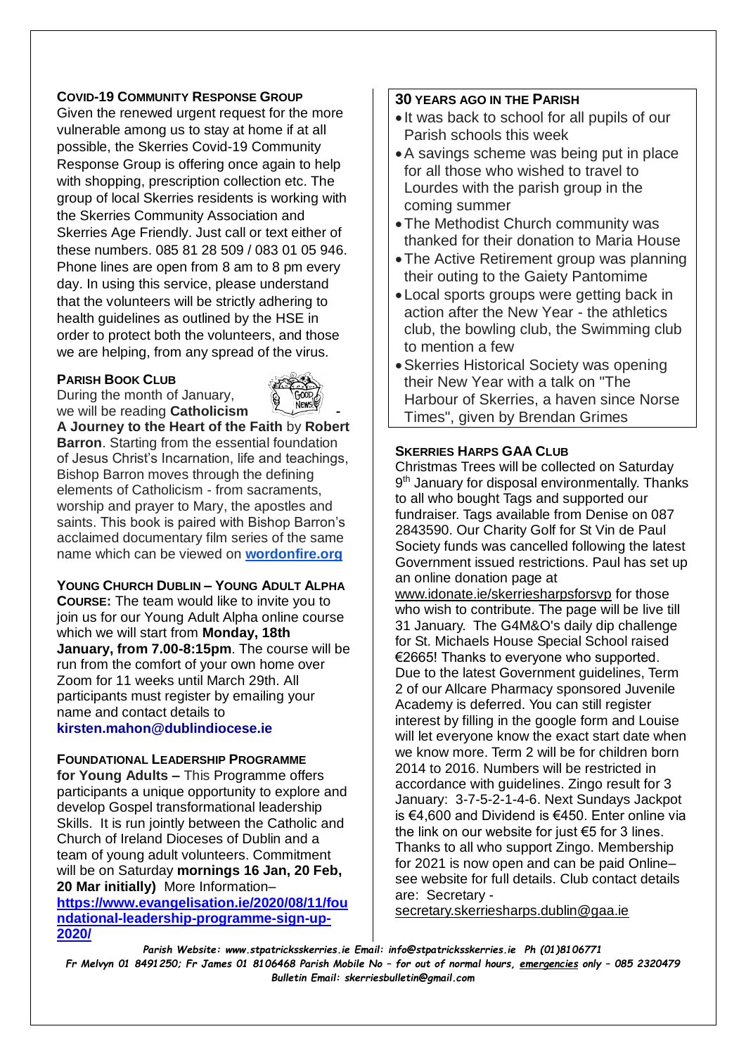### COVID-19 COMMUNITY RESPONSE GROUP

Given the renewed urgent request for the more vulnerable among us to stay at home if at all possible, the Skerries Covid-19 Community Response Group is offering once again to help with shopping, prescription collection etc. The group of local Skerries residents is working with the Skerries Community Association and Skerries Age Friendly. Just call or text either of these numbers. 085 81 28 509 / 083 01 05 946. Phone lines are open from 8 am to 8 pm every day. In using this service, please understand that the volunteers will be strictly adhering to health guidelines as outlined by the HSE in order to protect both the volunteers, and those we are helping, from any spread of the virus.

### PARISH BOOK CLUB

During the month of January, we will be reading **Catholicism - A Journey to the Heart of the Faith** by **Robert Barron**. Starting from the essential foundation of Jesus Christ's Incarnation, life and teachings, Bishop Barron moves through the defining elements of Catholicism - from sacraments, worship and prayer to Mary, the apostles and saints. This book is paired with Bishop Barron's acclaimed documentary film series of the same name which can be viewed on **wordonfire.org**

### YOUNG CHURCH DUBLIN – YOUNG ADULT ALPHA COURSE:

The team would like to invite you to join us for our Young Adult Alpha online course which we will start from **Monday, 18th January, from 7.00-8:15pm**. The course will be run from the comfort of your own home over Zoom for 11 weeks until March 29th. All participants must register by emailing your name and contact details to **kirsten.mahon@dublindiocese.ie**

### FOUNDATIONAL LEADERSHIP PROGRAMME

**for Young Adults –** This Programme offers participants a unique opportunity to explore and develop Gospel transformational leadership Skills. It is run jointly between the Catholic and Church of Ireland Dioceses of Dublin and a team of young adult volunteers. Commitment will be on Saturday **mornings 16 Jan, 20 Feb, 20 Mar initially)** More Information– **https://www.evangelisation.ie/2020/08/11/foundational-leadership-programme-sign-up-2020/**

### 30 YEARS AGO IN THE PARISH

- It was back to school for all pupils of our Parish schools this week
- A savings scheme was being put in place for all those who wished to travel to Lourdes with the parish group in the coming summer
- The Methodist Church community was thanked for their donation to Maria House
- The Active Retirement group was planning their outing to the Gaiety Pantomime
- Local sports groups were getting back in action after the New Year - the athletics club, the bowling club, the Swimming club to mention a few
- Skerries Historical Society was opening their New Year with a talk on "The Harbour of Skerries, a haven since Norse Times", given by Brendan Grimes

### SKERRIES HARPS GAA CLUB

Christmas Trees will be collected on Saturday 9th January for disposal environmentally. Thanks to all who bought Tags and supported our fundraiser. Tags available from Denise on 087 2843590. Our Charity Golf for St Vin de Paul Society funds was cancelled following the latest Government issued restrictions. Paul has set up an online donation page at www.idonate.ie/skerriesharpsforsvp for those who wish to contribute. The page will be live till 31 January. The G4M&O's daily dip challenge for St. Michaels House Special School raised €2665! Thanks to everyone who supported. Due to the latest Government guidelines, Term 2 of our Allcare Pharmacy sponsored Juvenile Academy is deferred. You can still register interest by filling in the google form and Louise will let everyone know the exact start date when we know more. Term 2 will be for children born 2014 to 2016. Numbers will be restricted in accordance with guidelines. Zingo result for 3 January: 3-7-5-2-1-4-6. Next Sundays Jackpot is €4,600 and Dividend is €450. Enter online via the link on our website for just €5 for 3 lines. Thanks to all who support Zingo. Membership for 2021 is now open and can be paid Online– see website for full details. Club contact details are: Secretary - secretary.skerriesharps.dublin@gaa.ie

*Parish Website: www.stpatricksskerries.ie Email: info@stpatricksskerries.ie Ph (01)8106771*
*Fr Melvyn 01 8491250; Fr James 01 8106468 Parish Mobile No – for out of normal hours, emergencies only – 085 2320479*
*Bulletin Email: skerriesbulletin@gmail.com*